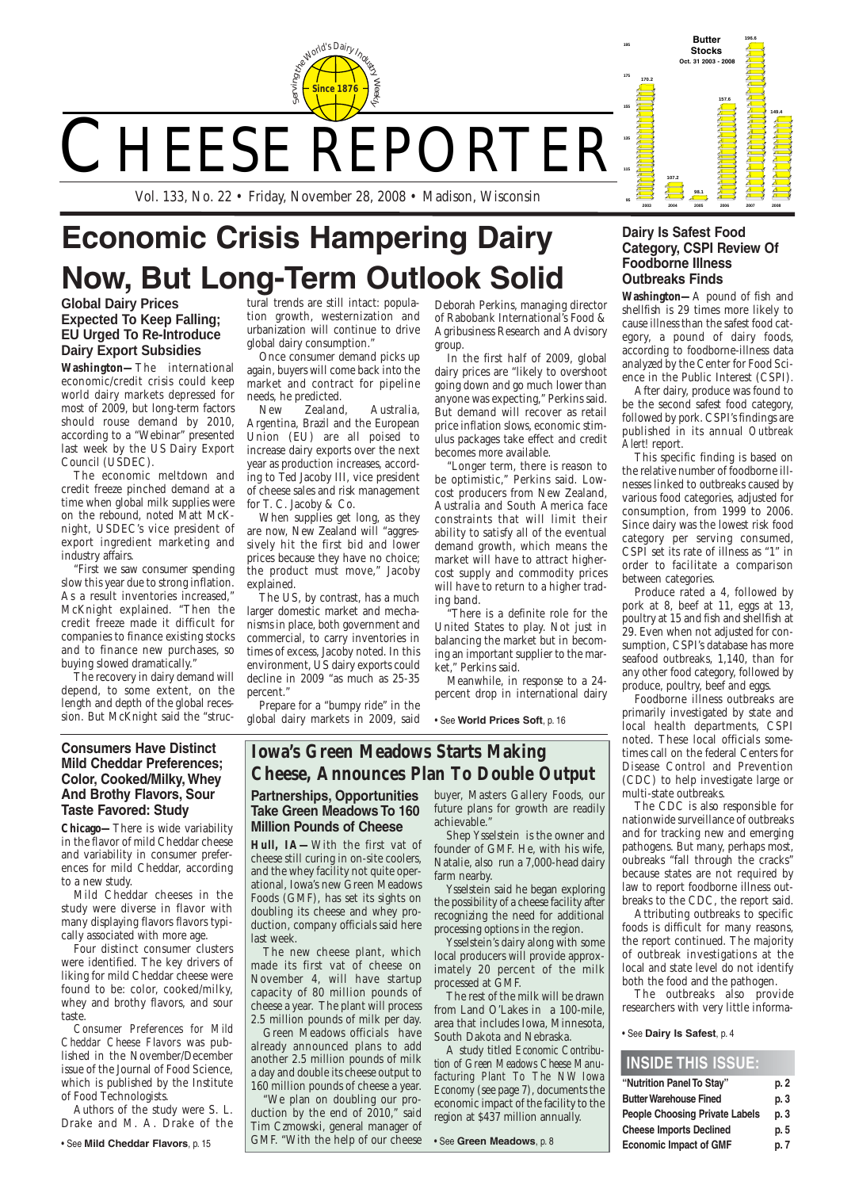# CHEESE REPORTER

Serving the World's Dairy Industry Weekly — Since 1876

Vol. 133, No. 22 • Friday, November 28, 2008 • Madison, Wisconsin

**Butter Stocks**
Oct. 31 2003 - 2008

| 2003 | 2004 | 2005 | 2006 | 2007 | 2008 |
|---|---|---|---|---|---|
| 170.2 | 107.2 | 98.1 | 157.6 | 198.6 | 149.4 |

# Economic Crisis Hampering Dairy Now, But Long-Term Outlook Solid

### Global Dairy Prices Expected To Keep Falling; EU Urged To Re-Introduce Dairy Export Subsidies

**Washington—** The international economic/credit crisis could keep world dairy markets depressed for most of 2009, but long-term factors should rouse demand by 2010, according to a "Webinar" presented last week by the US Dairy Export Council (USDEC).

The economic meltdown and credit freeze pinched demand at a time when global milk supplies were on the rebound, noted Matt McKnight, USDEC's vice president of export ingredient marketing and industry affairs.

"First we saw consumer spending slow this year due to strong inflation. As a result inventories increased," McKnight explained. "Then the credit freeze made it difficult for companies to finance existing stocks and to finance new purchases, so buying slowed dramatically."

The recovery in dairy demand will depend, to some extent, on the length and depth of the global recession. But McKnight said the "structural trends are still intact: population growth, westernization and urbanization will continue to drive global dairy consumption."

Once consumer demand picks up again, buyers will come back into the market and contract for pipeline needs, he predicted.

New Zealand, Australia, Argentina, Brazil and the European Union (EU) are all poised to increase dairy exports over the next year as production increases, according to Ted Jacoby III, vice president of cheese sales and risk management for T. C. Jacoby & Co.

When supplies get long, as they are now, New Zealand will "aggressively hit the first bid and lower prices because they have no choice; the product must move," Jacoby explained.

The US, by contrast, has a much larger domestic market and mechanisms in place, both government and commercial, to carry inventories in times of excess, Jacoby noted. In this environment, US dairy exports could decline in 2009 "as much as 25-35 percent."

Prepare for a "bumpy ride" in the global dairy markets in 2009, said Deborah Perkins, managing director of Rabobank International's Food & Agribusiness Research and Advisory group.

In the first half of 2009, global dairy prices are "likely to overshoot going down and go much lower than anyone was expecting," Perkins said. But demand will recover as retail price inflation slows, economic stimulus packages take effect and credit becomes more available.

"Longer term, there is reason to be optimistic," Perkins said. Low-cost producers from New Zealand, Australia and South America face constraints that will limit their ability to satisfy all of the eventual demand growth, which means the market will have to attract higher-cost supply and commodity prices will have to return to a higher trading band.

"There is a definite role for the United States to play. Not just in balancing the market but in becoming an important supplier to the market," Perkins said.

Meanwhile, in response to a 24-percent drop in international dairy

• See **World Prices Soft**, p. 16

## Dairy Is Safest Food Category, CSPI Review Of Foodborne Illness Outbreaks Finds

**Washington—** A pound of fish and shellfish is 29 times more likely to cause illness than the safest food category, a pound of dairy foods, according to foodborne-illness data analyzed by the Center for Food Science in the Public Interest (CSPI).

After dairy, produce was found to be the second safest food category, followed by pork. CSPI's findings are published in its annual *Outbreak Alert!* report.

This specific finding is based on the relative number of foodborne illnesses linked to outbreaks caused by various food categories, adjusted for consumption, from 1999 to 2006. Since dairy was the lowest risk food category per serving consumed, CSPI set its rate of illness as "1" in order to facilitate a comparison between categories.

Produce rated a 4, followed by pork at 8, beef at 11, eggs at 13, poultry at 15 and fish and shellfish at 29. Even when not adjusted for consumption, CSPI's database has more seafood outbreaks, 1,140, than for any other food category, followed by produce, poultry, beef and eggs.

Foodborne illness outbreaks are primarily investigated by state and local health departments, CSPI noted. These local officials sometimes call on the federal Centers for Disease Control and Prevention (CDC) to help investigate large or multi-state outbreaks.

The CDC is also responsible for nationwide surveillance of outbreaks and for tracking new and emerging pathogens. But many, perhaps most, oubreaks "fall through the cracks" because states are not required by law to report foodborne illness outbreaks to the CDC, the report said.

Attributing outbreaks to specific foods is difficult for many reasons, the report continued. The majority of outbreak investigations at the local and state level do not identify both the food and the pathogen.

The outbreaks also provide researchers with very little informa-

• See **Dairy Is Safest**, p. 4

## Consumers Have Distinct Mild Cheddar Preferences; Color, Cooked/Milky, Whey And Brothy Flavors, Sour Taste Favored: Study

**Chicago—** There is wide variability in the flavor of mild Cheddar cheese and variability in consumer preferences for mild Cheddar, according to a new study.

Mild Cheddar cheeses in the study were diverse in flavor with many displaying flavors flavors typically associated with more age.

Four distinct consumer clusters were identified. The key drivers of liking for mild Cheddar cheese were found to be: color, cooked/milky, whey and brothy flavors, and sour taste.

*Consumer Preferences for Mild Cheddar Cheese Flavors* was published in the November/December issue of the Journal of Food Science, which is published by the Institute of Food Technologists.

Authors of the study were S. L. Drake and M. A. Drake of the

• See **Mild Cheddar Flavors**, p. 15

## Iowa's Green Meadows Starts Making Cheese, Announces Plan To Double Output

### Partnerships, Opportunities Take Green Meadows To 160 Million Pounds of Cheese

**Hull, IA—** With the first vat of cheese still curing in on-site coolers, and the whey facility not quite operational, Iowa's new Green Meadows Foods (GMF), has set its sights on doubling its cheese and whey production, company officials said here last week.

The new cheese plant, which made its first vat of cheese on November 4, will have startup capacity of 80 million pounds of cheese a year. The plant will process 2.5 million pounds of milk per day.

Green Meadows officials have already announced plans to add another 2.5 million pounds of milk a day and double its cheese output to 160 million pounds of cheese a year.

"We plan on doubling our production by the end of 2010," said Tim Czmowski, general manager of GMF. "With the help of our cheese buyer, Masters Gallery Foods, our future plans for growth are readily achievable."

Shep Ysselstein is the owner and founder of GMF. He, with his wife, Natalie, also run a 7,000-head dairy farm nearby.

Ysselstein said he began exploring the possibility of a cheese facility after recognizing the need for additional processing options in the region.

Ysselstein's dairy along with some local producers will provide approximately 20 percent of the milk processed at GMF.

The rest of the milk will be drawn from Land O'Lakes in a 100-mile, area that includes Iowa, Minnesota, South Dakota and Nebraska.

A study titled *Economic Contribution of Green Meadows Cheese Manufacturing Plant To The NW Iowa Economy* (see page 7), documents the economic impact of the facility to the region at $437 million annually.

• See **Green Meadows**, p. 8

## INSIDE THIS ISSUE:

| | |
|---|---|
| "Nutrition Panel To Stay" | p. 2 |
| Butter Warehouse Fined | p. 3 |
| People Choosing Private Labels | p. 3 |
| Cheese Imports Declined | p. 5 |
| Economic Impact of GMF | p. 7 |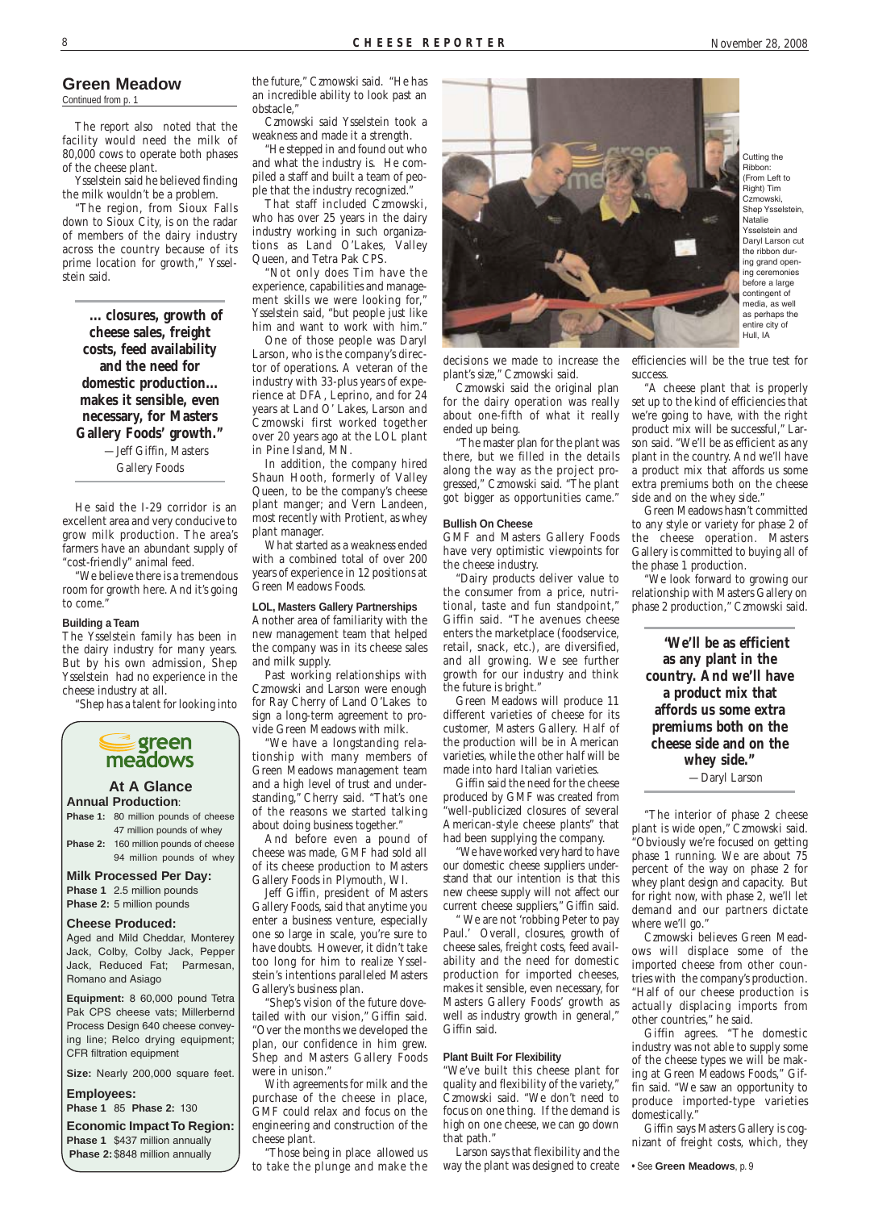## Green Meadow

Continued from p. 1

The report also noted that the facility would need the milk of 80,000 cows to operate both phases of the cheese plant.

Ysselstein said he believed finding the milk wouldn't be a problem.

"The region, from Sioux Falls down to Sioux City, is on the radar of members of the dairy industry across the country because of its prime location for growth," Ysselstein said.

> **"... closures, growth of cheese sales, freight costs, feed availability and the need for domestic production... makes it sensible, even necessary, for Masters Gallery Foods' growth."**
>
> —Jeff Giffin, Masters Gallery Foods

He said the I-29 corridor is an excellent area and very conducive to grow milk production. The area's farmers have an abundant supply of "cost-friendly" animal feed.

"We believe there is a tremendous room for growth here. And it's going to come."

### Building a Team

The Ysselstein family has been in the dairy industry for many years. But by his own admission, Shep Ysselstein had no experience in the cheese industry at all.

"Shep has a talent for looking into the future," Czmowski said. "He has an incredible ability to look past an obstacle."

Czmowski said Ysselstein took a weakness and made it a strength.

"He stepped in and found out who and what the industry is. He compiled a staff and built a team of people that the industry recognized."

That staff included Czmowski, who has over 25 years in the dairy industry working in such organizations as Land O'Lakes, Valley Queen, and Tetra Pak CPS.

"Not only does Tim have the experience, capabilities and management skills we were looking for," Ysselstein said, "but people just like him and want to work with him."

One of those people was Daryl Larson, who is the company's director of operations. A veteran of the industry with 33-plus years of experience at DFA, Leprino, and for 24 years at Land O' Lakes, Larson and Czmowski first worked together over 20 years ago at the LOL plant in Pine Island, MN.

In addition, the company hired Shaun Hooth, formerly of Valley Queen, to be the company's cheese plant manager; and Vern Landeen, most recently with Protient, as whey plant manager.

What started as a weakness ended with a combined total of over 200 years of experience in 12 positions at Green Meadows Foods.

### LOL, Masters Gallery Partnerships

Another area of familiarity with the new management team that helped the company was in its cheese sales and milk supply.

Past working relationships with Czmowski and Larson were enough for Ray Cherry of Land O'Lakes to sign a long-term agreement to provide Green Meadows with milk.

"We have a longstanding relationship with many members of Green Meadows management team and a high level of trust and understanding," Cherry said. "That's one of the reasons we started talking about doing business together."

And before even a pound of cheese was made, GMF had sold all of its cheese production to Masters Gallery Foods in Plymouth, WI.

Jeff Giffin, president of Masters Gallery Foods, said that anytime you enter a business venture, especially one so large in scale, you're sure to have doubts. However, it didn't take too long for him to realize Ysselstein's intentions paralleled Masters Gallery's business plan.

"Shep's vision of the future dovetailed with our vision," Giffin said. "Over the months we developed the plan, our confidence in him grew. Shep and Masters Gallery Foods were in unison."

With agreements for milk and the purchase of the cheese in place, GMF could relax and focus on the engineering and construction of the cheese plant.

"Those being in place allowed us to take the plunge and make the decisions we made to increase the plant's size," Czmowski said.

Czmowski said the original plan for the dairy operation was really about one-fifth of what it really ended up being.

"The master plan for the plant was there, but we filled in the details along the way as the project progressed," Czmowski said. "The plant got bigger as opportunities came."

Cutting the Ribbon: (From Left to Right) Tim Czmowski, Shep Ysselstein, Natalie Ysselstein and Daryl Larson cut the ribbon during grand opening ceremonies before a large contingent of media, as well as perhaps the entire city of Hull, IA

### Bullish On Cheese

GMF and Masters Gallery Foods have very optimistic viewpoints for the cheese industry.

"Dairy products deliver value to the consumer from a price, nutritional, taste and fun standpoint," Giffin said. "The avenues cheese enters the marketplace (foodservice, retail, snack, etc.), are diversified, and all growing. We see further growth for our industry and think the future is bright."

Green Meadows will produce 11 different varieties of cheese for its customer, Masters Gallery. Half of the production will be in American varieties, while the other half will be made into hard Italian varieties.

Giffin said the need for the cheese produced by GMF was created from "well-publicized closures of several American-style cheese plants" that had been supplying the company.

"We have worked very hard to have our domestic cheese suppliers understand that our intention is that this new cheese supply will not affect our current cheese suppliers," Giffin said.

" We are not 'robbing Peter to pay Paul.' Overall, closures, growth of cheese sales, freight costs, feed availability and the need for domestic production for imported cheeses, makes it sensible, even necessary, for Masters Gallery Foods' growth as well as industry growth in general," Giffin said.

### Plant Built For Flexibility

"We've built this cheese plant for quality and flexibility of the variety," Czmowski said. "We don't need to focus on one thing. If the demand is high on one cheese, we can go down that path."

Larson says that flexibility and the way the plant was designed to create efficiencies will be the true test for success.

"A cheese plant that is properly set up to the kind of efficiencies that we're going to have, with the right product mix will be successful," Larson said. "We'll be as efficient as any plant in the country. And we'll have a product mix that affords us some extra premiums both on the cheese side and on the whey side."

Green Meadows hasn't committed to any style or variety for phase 2 of the cheese operation. Masters Gallery is committed to buying all of the phase 1 production.

"We look forward to growing our relationship with Masters Gallery on phase 2 production," Czmowski said.

> **'We'll be as efficient as any plant in the country. And we'll have a product mix that affords us some extra premiums both on the cheese side and on the whey side."**
>
> —Daryl Larson

"The interior of phase 2 cheese plant is wide open," Czmowski said. "Obviously we're focused on getting phase 1 running. We are about 75 percent of the way on phase 2 for whey plant design and capacity. But for right now, with phase 2, we'll let demand and our partners dictate where we'll go."

Czmowski believes Green Meadows will displace some of the imported cheese from other countries with the company's production. "Half of our cheese production is actually displacing imports from other countries," he said.

Giffin agrees. "The domestic industry was not able to supply some of the cheese types we will be making at Green Meadows Foods," Giffin said. "We saw an opportunity to produce imported-type varieties domestically."

Giffin says Masters Gallery is cognizant of freight costs, which, they

• See **Green Meadows**, p. 9

---

**green meadows**

### At A Glance

**Annual Production:**

| | |
|---|---|
| **Phase 1:** | 80 million pounds of cheese; 47 million pounds of whey |
| **Phase 2:** | 160 million pounds of cheese; 94 million pounds of whey |

**Milk Processed Per Day:**
**Phase 1** 2.5 million pounds
**Phase 2:** 5 million pounds

**Cheese Produced:**
Aged and Mild Cheddar, Monterey Jack, Colby, Colby Jack, Pepper Jack, Reduced Fat; Parmesan, Romano and Asiago

**Equipment:** 8 60,000 pound Tetra Pak CPS cheese vats; Millerbernd Process Design 640 cheese conveying line; Relco drying equipment; CFR filtration equipment

**Size:** Nearly 200,000 square feet.

**Employees:**
**Phase 1** 85 **Phase 2:** 130

**Economic Impact To Region:**
**Phase 1** $437 million annually
**Phase 2:** $848 million annually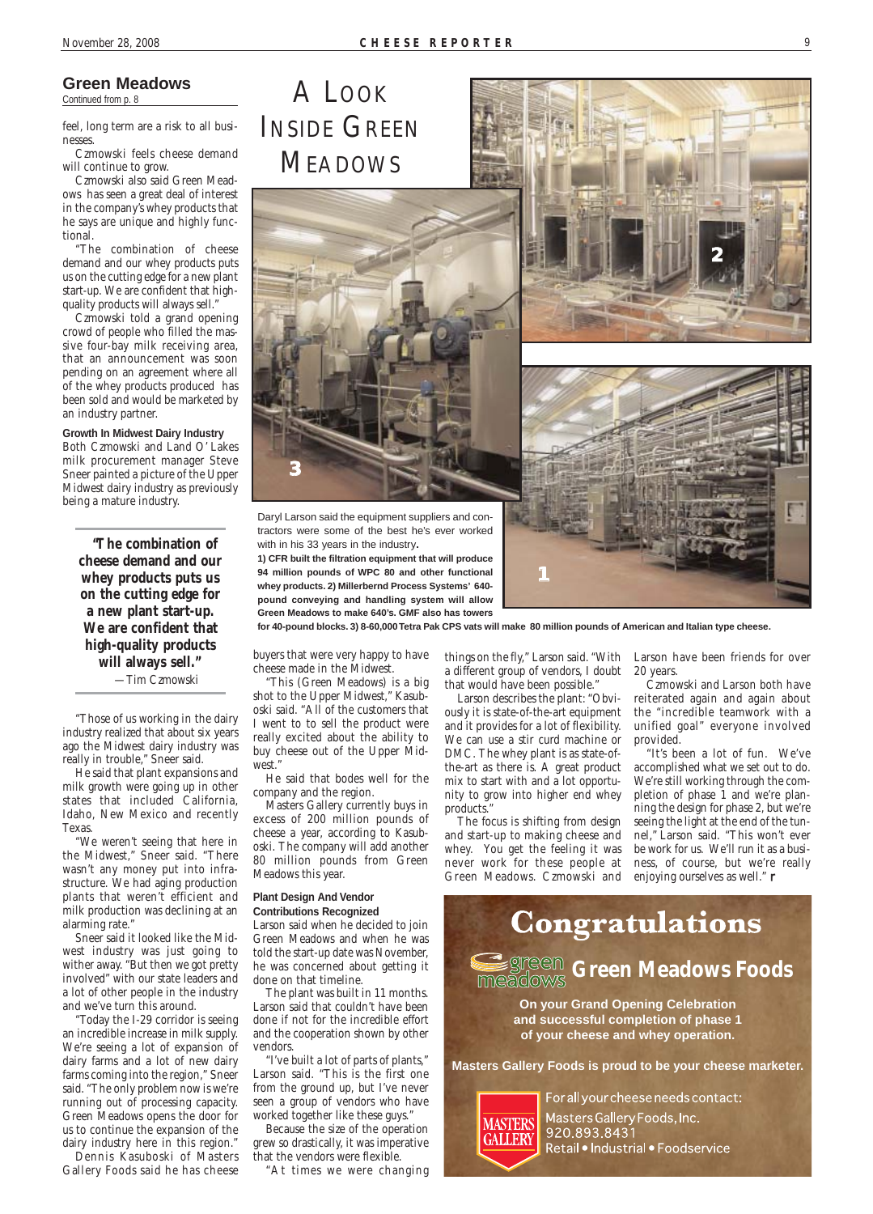## Green Meadows

Continued from p. 8

feel, long term are a risk to all businesses.

Czmowski feels cheese demand will continue to grow.

Czmowski also said Green Meadows has seen a great deal of interest in the company's whey products that he says are unique and highly functional.

"The combination of cheese demand and our whey products puts us on the cutting edge for a new plant start-up. We are confident that high-quality products will always sell."

Czmowski told a grand opening crowd of people who filled the massive four-bay milk receiving area, that an announcement was soon pending on an agreement where all of the whey products produced has been sold and would be marketed by an industry partner.

**Growth In Midwest Dairy Industry**

Both Czmowski and Land O' Lakes milk procurement manager Steve Sneer painted a picture of the Upper Midwest dairy industry as previously being a mature industry.

> **"The combination of cheese demand and our whey products puts us on the cutting edge for a new plant start-up. We are confident that high-quality products will always sell."**
> —Tim Czmowski

"Those of us working in the dairy industry realized that about six years ago the Midwest dairy industry was really in trouble," Sneer said.

He said that plant expansions and milk growth were going up in other states that included California, Idaho, New Mexico and recently Texas.

"We weren't seeing that here in the Midwest," Sneer said. "There wasn't any money put into infrastructure. We had aging production plants that weren't efficient and milk production was declining at an alarming rate."

Sneer said it looked like the Midwest industry was just going to wither away. "But then we got pretty involved" with our state leaders and a lot of other people in the industry and we've turn this around.

"Today the I-29 corridor is seeing an incredible increase in milk supply. We're seeing a lot of expansion of dairy farms and a lot of new dairy farms coming into the region," Sneer said. "The only problem now is we're running out of processing capacity. Green Meadows opens the door for us to continue the expansion of the dairy industry here in this region."

Dennis Kasuboski of Masters Gallery Foods said he has cheese buyers that were very happy to have cheese made in the Midwest.

"This (Green Meadows) is a big shot to the Upper Midwest," Kasuboski said. "All of the customers that I went to to sell the product were really excited about the ability to buy cheese out of the Upper Midwest."

He said that bodes well for the company and the region.

Masters Gallery currently buys in excess of 200 million pounds of cheese a year, according to Kasuboski. The company will add another 80 million pounds from Green Meadows this year.

**Plant Design And Vendor Contributions Recognized**

Larson said when he decided to join Green Meadows and when he was told the start-up date was November, he was concerned about getting it done on that timeline.

The plant was built in 11 months. Larson said that couldn't have been done if not for the incredible effort and the cooperation shown by other vendors.

"I've built a lot of parts of plants," Larson said. "This is the first one from the ground up, but I've never seen a group of vendors who have worked together like these guys."

Because the size of the operation grew so drastically, it was imperative that the vendors were flexible.

"At times we were changing things on the fly," Larson said. "With a different group of vendors, I doubt that would have been possible."

Larson describes the plant: "Obviously it is state-of-the-art equipment and it provides for a lot of flexibility. We can use a stir curd machine or DMC. The whey plant is as state-of-the-art as there is. A great product mix to start with and a lot opportunity to grow into higher end whey products."

The focus is shifting from design and start-up to making cheese and whey. You get the feeling it was never work for these people at Green Meadows. Czmowski and Larson have been friends for over 20 years.

Czmowski and Larson both have reiterated again and again about the "incredible teamwork with a unified goal" everyone involved provided.

"It's been a lot of fun. We've accomplished what we set out to do. We're still working through the completion of phase 1 and we're planning the design for phase 2, but we're seeing the light at the end of the tunnel," Larson said. "This won't ever be work for us. We'll run it as a business, of course, but we're really enjoying ourselves as well."

## A Look Inside Green Meadows

Daryl Larson said the equipment suppliers and contractors were some of the best he's ever worked with in his 33 years in the industry.

**1) CFR built the filtration equipment that will produce 94 million pounds of WPC 80 and other functional whey products. 2) Millerbernd Process Systems' 640-pound conveying and handling system will allow Green Meadows to make 640's. GMF also has towers for 40-pound blocks. 3) 8-60,000 Tetra Pak CPS vats will make 80 million pounds of American and Italian type cheese.**

---

# Congratulations

## Green Meadows Foods

**On your Grand Opening Celebration and successful completion of phase 1 of your cheese and whey operation.**

**Masters Gallery Foods is proud to be your cheese marketer.**

For all your cheese needs contact:
Masters Gallery Foods, Inc.
920.893.8431
Retail • Industrial • Foodservice